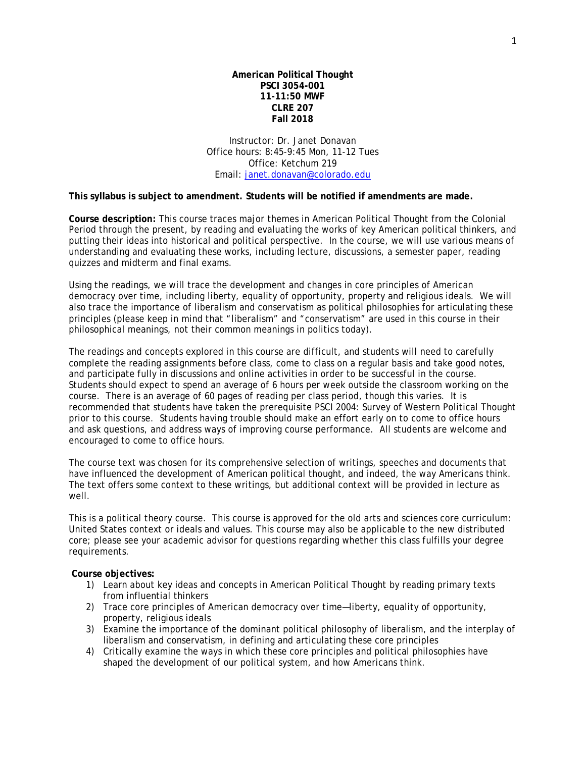**American Political Thought**
**PSCI 3054-001**
**11-11:50 MWF**
**CLRE 207**
**Fall 2018**

Instructor: Dr. Janet Donavan
Office hours: 8:45-9:45 Mon, 11-12 Tues
Office: Ketchum 219
Email: janet.donavan@colorado.edu

**This syllabus is subject to amendment. Students will be notified if amendments are made.**

**Course description:** This course traces major themes in American Political Thought from the Colonial Period through the present, by reading and evaluating the works of key American political thinkers, and putting their ideas into historical and political perspective. In the course, we will use various means of understanding and evaluating these works, including lecture, discussions, a semester paper, reading quizzes and midterm and final exams.

Using the readings, we will trace the development and changes in core principles of American democracy over time, including liberty, equality of opportunity, property and religious ideals. We will also trace the importance of liberalism and conservatism as political philosophies for articulating these principles (please keep in mind that "liberalism" and "conservatism" are used in this course in their philosophical meanings, not their common meanings in politics today).

The readings and concepts explored in this course are difficult, and students will need to carefully complete the reading assignments before class, come to class on a regular basis and take good notes, and participate fully in discussions and online activities in order to be successful in the course. Students should expect to spend an average of 6 hours per week outside the classroom working on the course. There is an average of 60 pages of reading per class period, though this varies. It is recommended that students have taken the prerequisite PSCI 2004: Survey of Western Political Thought prior to this course. Students having trouble should make an effort early on to come to office hours and ask questions, and address ways of improving course performance. All students are welcome and encouraged to come to office hours.

The course text was chosen for its comprehensive selection of writings, speeches and documents that have influenced the development of American political thought, and indeed, the way Americans think. The text offers some context to these writings, but additional context will be provided in lecture as well.

This is a political theory course. This course is approved for the old arts and sciences core curriculum: United States context or ideals and values. This course may also be applicable to the new distributed core; please see your academic advisor for questions regarding whether this class fulfills your degree requirements.

**Course objectives:**

1) Learn about key ideas and concepts in American Political Thought by reading primary texts from influential thinkers
2) Trace core principles of American democracy over time—liberty, equality of opportunity, property, religious ideals
3) Examine the importance of the dominant political philosophy of liberalism, and the interplay of liberalism and conservatism, in defining and articulating these core principles
4) Critically examine the ways in which these core principles and political philosophies have shaped the development of our political system, and how Americans think.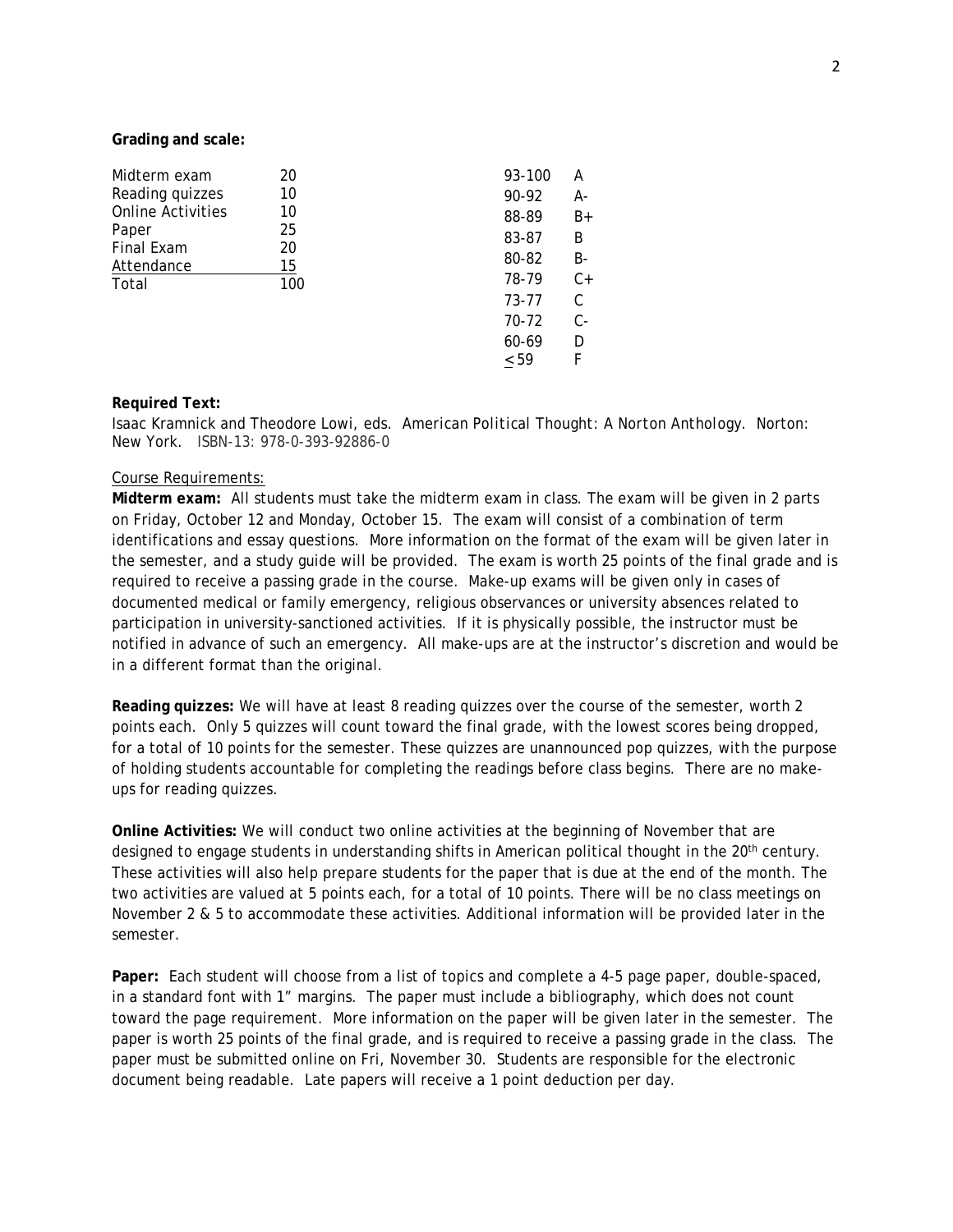**Grading and scale:**

| Component | Points |
|---|---|
| Midterm exam | 20 |
| Reading quizzes | 10 |
| Online Activities | 10 |
| Paper | 25 |
| Final Exam | 20 |
| Attendance | 15 |
| Total | 100 |

| Range | Grade |
|---|---|
| 93-100 | A |
| 90-92 | A- |
| 88-89 | B+ |
| 83-87 | B |
| 80-82 | B- |
| 78-79 | C+ |
| 73-77 | C |
| 70-72 | C- |
| 60-69 | D |
| < 59 | F |

**Required Text:**

Isaac Kramnick and Theodore Lowi, eds. *American Political Thought: A Norton Anthology*. Norton: New York. ISBN-13: 978-0-393-92886-0

Course Requirements:

**Midterm exam:** All students must take the midterm exam in class. The exam will be given in 2 parts on Friday, October 12 and Monday, October 15. The exam will consist of a combination of term identifications and essay questions. More information on the format of the exam will be given later in the semester, and a study guide will be provided. The exam is worth 25 points of the final grade and is required to receive a passing grade in the course. Make-up exams will be given only in cases of documented medical or family emergency, religious observances or university absences related to participation in university-sanctioned activities. If it is physically possible, the instructor must be notified in advance of such an emergency. All make-ups are at the instructor's discretion and would be in a different format than the original.

**Reading quizzes:** We will have at least 8 reading quizzes over the course of the semester, worth 2 points each. Only 5 quizzes will count toward the final grade, with the lowest scores being dropped, for a total of 10 points for the semester. These quizzes are unannounced pop quizzes, with the purpose of holding students accountable for completing the readings before class begins. There are no make-ups for reading quizzes.

**Online Activities:** We will conduct two online activities at the beginning of November that are designed to engage students in understanding shifts in American political thought in the 20th century. These activities will also help prepare students for the paper that is due at the end of the month. The two activities are valued at 5 points each, for a total of 10 points. There will be no class meetings on November 2 & 5 to accommodate these activities. Additional information will be provided later in the semester.

**Paper:** Each student will choose from a list of topics and complete a 4-5 page paper, double-spaced, in a standard font with 1" margins. The paper must include a bibliography, which does not count toward the page requirement. More information on the paper will be given later in the semester. The paper is worth 25 points of the final grade, and is required to receive a passing grade in the class. The paper must be submitted online on Fri, November 30. Students are responsible for the electronic document being readable. Late papers will receive a 1 point deduction per day.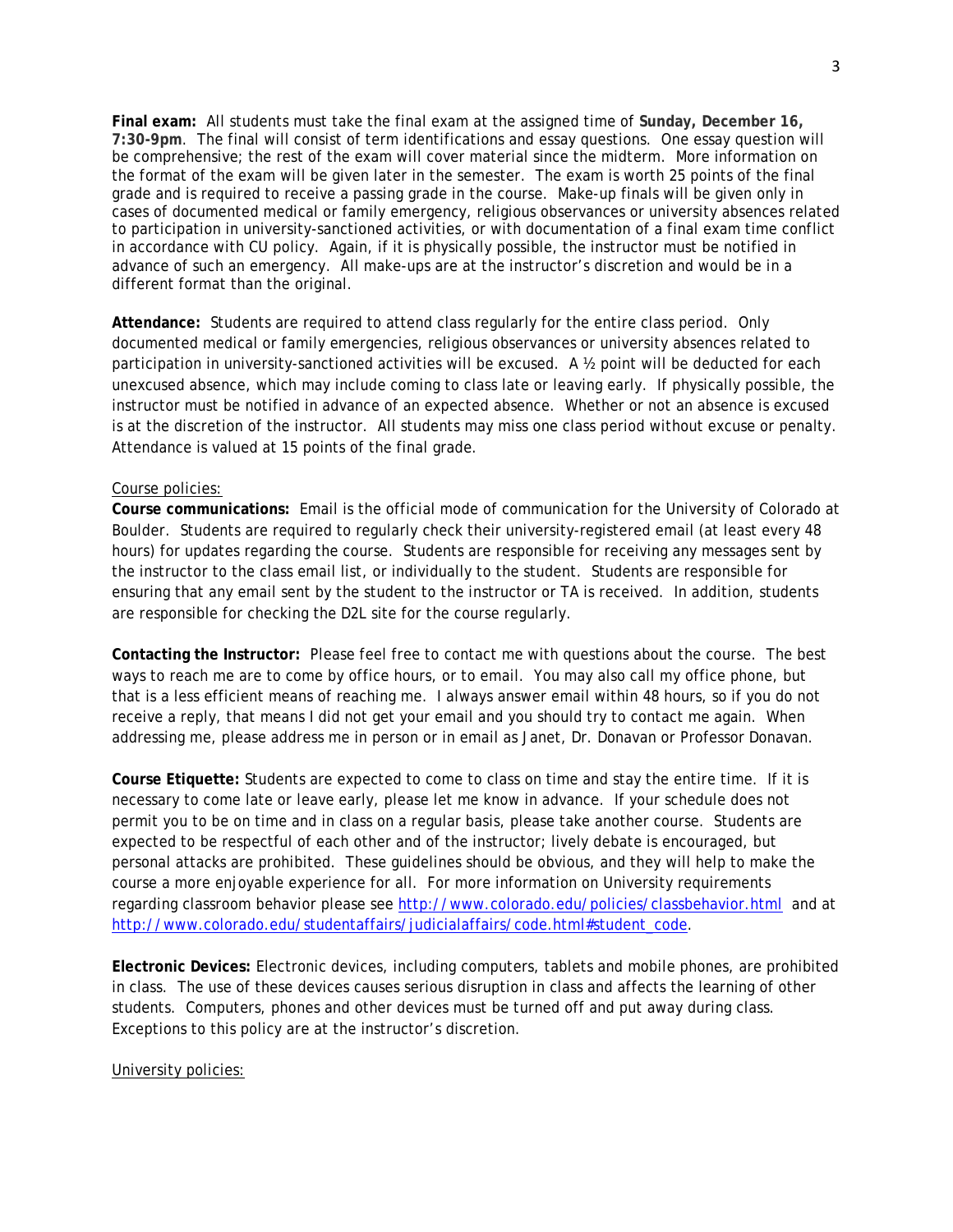**Final exam:** All students must take the final exam at the assigned time of **Sunday, December 16, 7:30-9pm**. The final will consist of term identifications and essay questions. One essay question will be comprehensive; the rest of the exam will cover material since the midterm. More information on the format of the exam will be given later in the semester. The exam is worth 25 points of the final grade and is required to receive a passing grade in the course. Make-up finals will be given only in cases of documented medical or family emergency, religious observances or university absences related to participation in university-sanctioned activities, or with documentation of a final exam time conflict in accordance with CU policy. Again, if it is physically possible, the instructor must be notified in advance of such an emergency. All make-ups are at the instructor's discretion and would be in a different format than the original.

**Attendance:** Students are required to attend class regularly for the entire class period. Only documented medical or family emergencies, religious observances or university absences related to participation in university-sanctioned activities will be excused. A ½ point will be deducted for each unexcused absence, which may include coming to class late or leaving early. If physically possible, the instructor must be notified in advance of an expected absence. Whether or not an absence is excused is at the discretion of the instructor. All students may miss one class period without excuse or penalty. Attendance is valued at 15 points of the final grade.

<u>Course policies:</u>

**Course communications:** Email is the official mode of communication for the University of Colorado at Boulder. Students are required to regularly check their university-registered email (at least every 48 hours) for updates regarding the course. Students are responsible for receiving any messages sent by the instructor to the class email list, or individually to the student. Students are responsible for ensuring that any email sent by the student to the instructor or TA is received. In addition, students are responsible for checking the D2L site for the course regularly.

**Contacting the Instructor:** Please feel free to contact me with questions about the course. The best ways to reach me are to come by office hours, or to email. You may also call my office phone, but that is a less efficient means of reaching me. I always answer email within 48 hours, so if you do not receive a reply, that means I did not get your email and you should try to contact me again. When addressing me, please address me in person or in email as Janet, Dr. Donavan or Professor Donavan.

**Course Etiquette:** Students are expected to come to class on time and stay the entire time. If it is necessary to come late or leave early, please let me know in advance. If your schedule does not permit you to be on time and in class on a regular basis, please take another course. Students are expected to be respectful of each other and of the instructor; lively debate is encouraged, but personal attacks are prohibited. These guidelines should be obvious, and they will help to make the course a more enjoyable experience for all. For more information on University requirements regarding classroom behavior please see http://www.colorado.edu/policies/classbehavior.html and at http://www.colorado.edu/studentaffairs/judicialaffairs/code.html#student_code.

**Electronic Devices:** Electronic devices, including computers, tablets and mobile phones, are prohibited in class. The use of these devices causes serious disruption in class and affects the learning of other students. Computers, phones and other devices must be turned off and put away during class. Exceptions to this policy are at the instructor's discretion.

<u>University policies:</u>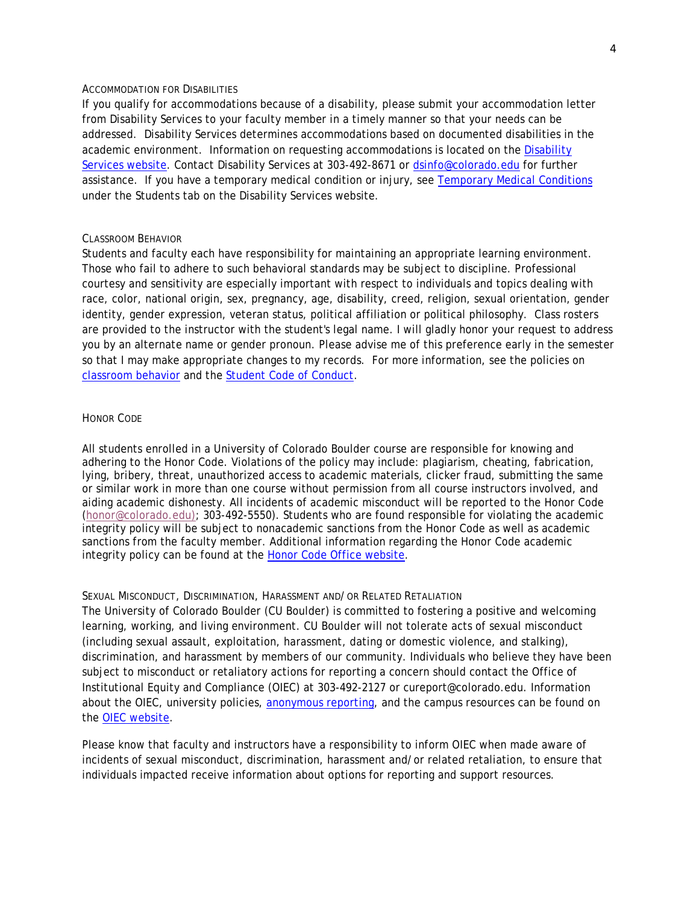### Accommodation for Disabilities

If you qualify for accommodations because of a disability, please submit your accommodation letter from Disability Services to your faculty member in a timely manner so that your needs can be addressed. Disability Services determines accommodations based on documented disabilities in the academic environment. Information on requesting accommodations is located on the Disability Services website. Contact Disability Services at 303-492-8671 or dsinfo@colorado.edu for further assistance. If you have a temporary medical condition or injury, see Temporary Medical Conditions under the Students tab on the Disability Services website.

### Classroom Behavior

Students and faculty each have responsibility for maintaining an appropriate learning environment. Those who fail to adhere to such behavioral standards may be subject to discipline. Professional courtesy and sensitivity are especially important with respect to individuals and topics dealing with race, color, national origin, sex, pregnancy, age, disability, creed, religion, sexual orientation, gender identity, gender expression, veteran status, political affiliation or political philosophy. Class rosters are provided to the instructor with the student's legal name. I will gladly honor your request to address you by an alternate name or gender pronoun. Please advise me of this preference early in the semester so that I may make appropriate changes to my records. For more information, see the policies on classroom behavior and the Student Code of Conduct.

### Honor Code

All students enrolled in a University of Colorado Boulder course are responsible for knowing and adhering to the Honor Code. Violations of the policy may include: plagiarism, cheating, fabrication, lying, bribery, threat, unauthorized access to academic materials, clicker fraud, submitting the same or similar work in more than one course without permission from all course instructors involved, and aiding academic dishonesty. All incidents of academic misconduct will be reported to the Honor Code (honor@colorado.edu); 303-492-5550). Students who are found responsible for violating the academic integrity policy will be subject to nonacademic sanctions from the Honor Code as well as academic sanctions from the faculty member. Additional information regarding the Honor Code academic integrity policy can be found at the Honor Code Office website.

### Sexual Misconduct, Discrimination, Harassment and/or Related Retaliation

The University of Colorado Boulder (CU Boulder) is committed to fostering a positive and welcoming learning, working, and living environment. CU Boulder will not tolerate acts of sexual misconduct (including sexual assault, exploitation, harassment, dating or domestic violence, and stalking), discrimination, and harassment by members of our community. Individuals who believe they have been subject to misconduct or retaliatory actions for reporting a concern should contact the Office of Institutional Equity and Compliance (OIEC) at 303-492-2127 or cureport@colorado.edu. Information about the OIEC, university policies, anonymous reporting, and the campus resources can be found on the OIEC website.

Please know that faculty and instructors have a responsibility to inform OIEC when made aware of incidents of sexual misconduct, discrimination, harassment and/or related retaliation, to ensure that individuals impacted receive information about options for reporting and support resources.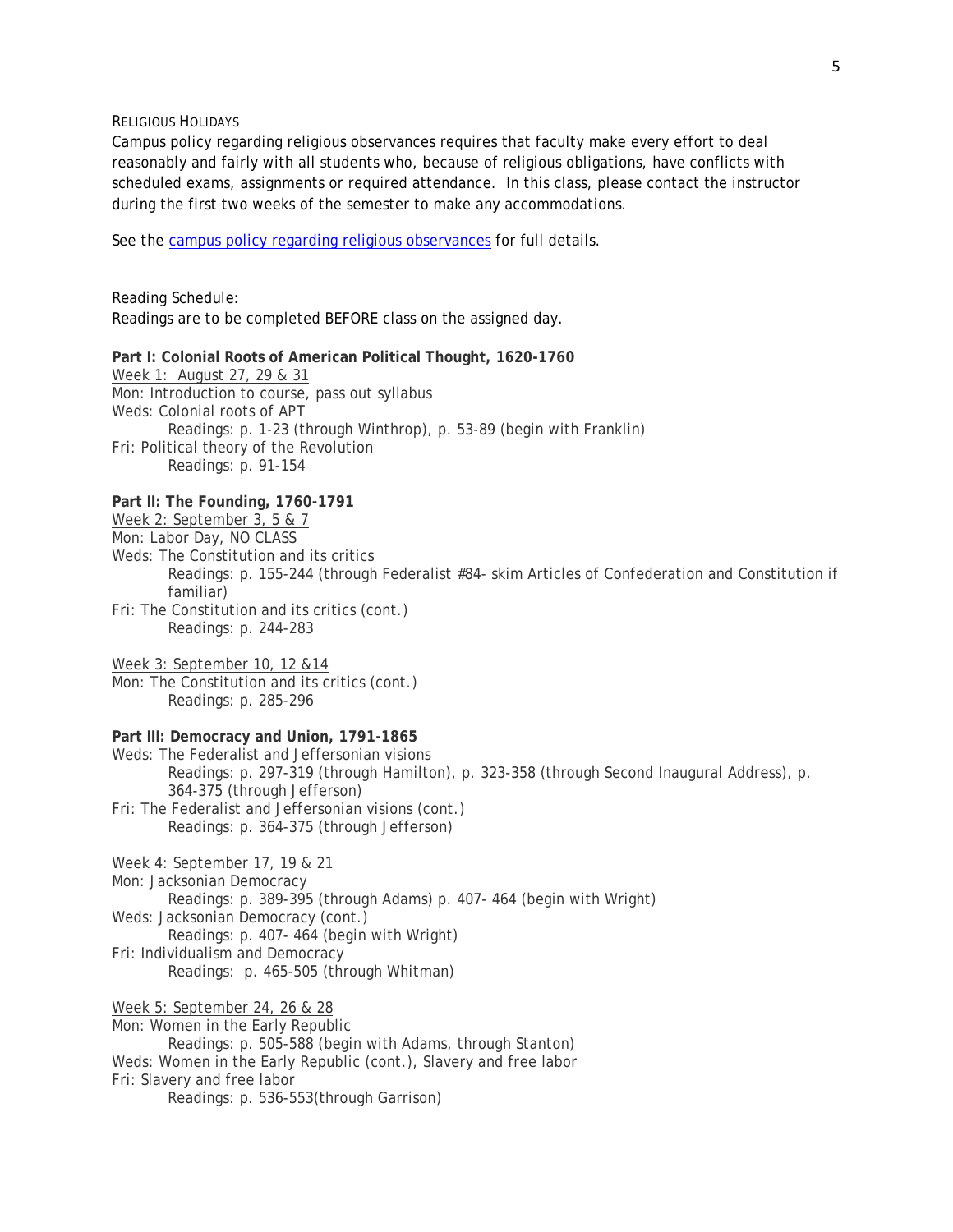RELIGIOUS HOLIDAYS

Campus policy regarding religious observances requires that faculty make every effort to deal reasonably and fairly with all students who, because of religious obligations, have conflicts with scheduled exams, assignments or required attendance. In this class, please contact the instructor during the first two weeks of the semester to make any accommodations.

See the campus policy regarding religious observances for full details.

Reading Schedule:

Readings are to be completed BEFORE class on the assigned day.

**Part I: Colonial Roots of American Political Thought, 1620-1760**

Week 1: August 27, 29 & 31

Mon: Introduction to course, pass out syllabus

Weds: Colonial roots of APT

  Readings: p. 1-23 (through Winthrop), p. 53-89 (begin with Franklin)

Fri: Political theory of the Revolution

  Readings: p. 91-154

**Part II: The Founding, 1760-1791**

Week 2: September 3, 5 & 7

Mon: Labor Day, NO CLASS

Weds: The Constitution and its critics

  Readings: p. 155-244 (through Federalist #84- skim Articles of Confederation and Constitution if familiar)

Fri: The Constitution and its critics (cont.)

  Readings: p. 244-283

Week 3: September 10, 12 &14

Mon: The Constitution and its critics (cont.)

  Readings: p. 285-296

**Part III: Democracy and Union, 1791-1865**

Weds: The Federalist and Jeffersonian visions

  Readings: p. 297-319 (through Hamilton), p. 323-358 (through Second Inaugural Address), p. 364-375 (through Jefferson)

Fri: The Federalist and Jeffersonian visions (cont.)

  Readings: p. 364-375 (through Jefferson)

Week 4: September 17, 19 & 21

Mon: Jacksonian Democracy

  Readings: p. 389-395 (through Adams) p. 407- 464 (begin with Wright)

Weds: Jacksonian Democracy (cont.)

  Readings: p. 407- 464 (begin with Wright)

Fri: Individualism and Democracy

  Readings: p. 465-505 (through Whitman)

Week 5: September 24, 26 & 28

Mon: Women in the Early Republic

  Readings: p. 505-588 (begin with Adams, through Stanton)

Weds: Women in the Early Republic (cont.), Slavery and free labor

Fri: Slavery and free labor

  Readings: p. 536-553(through Garrison)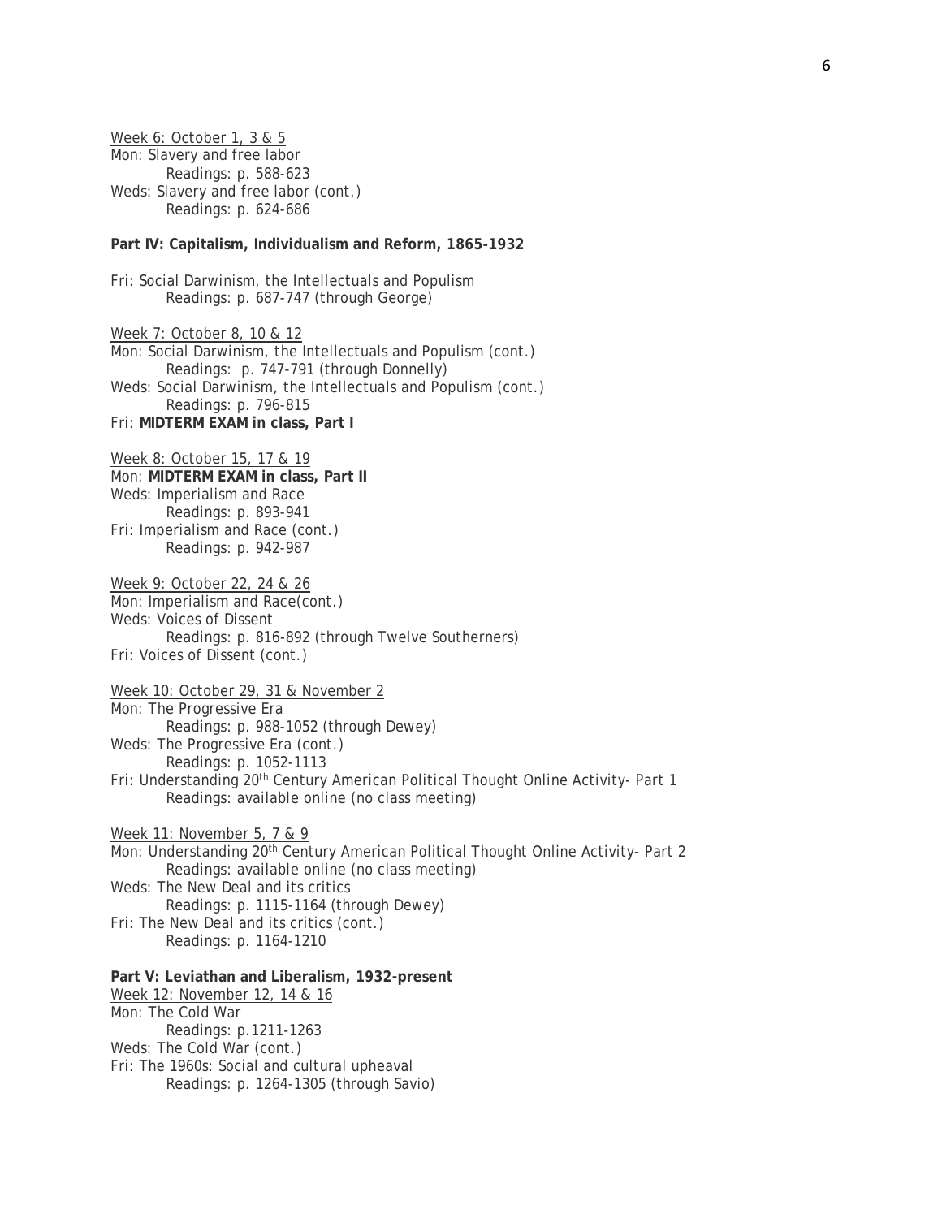Week 6: October 1, 3 & 5

Mon: Slavery and free labor

Readings: p. 588-623

Weds: Slavery and free labor (cont.)

Readings: p. 624-686

**Part IV: Capitalism, Individualism and Reform, 1865-1932**

Fri: Social Darwinism, the Intellectuals and Populism

Readings: p. 687-747 (through George)

Week 7: October 8, 10 & 12

Mon: Social Darwinism, the Intellectuals and Populism (cont.)

Readings: p. 747-791 (through Donnelly)

Weds: Social Darwinism, the Intellectuals and Populism (cont.)

Readings: p. 796-815

Fri: **MIDTERM EXAM in class, Part I**

Week 8: October 15, 17 & 19

Mon: **MIDTERM EXAM in class, Part II**

Weds: Imperialism and Race

Readings: p. 893-941

Fri: Imperialism and Race (cont.)

Readings: p. 942-987

Week 9: October 22, 24 & 26

Mon: Imperialism and Race(cont.)

Weds: Voices of Dissent

Readings: p. 816-892 (through Twelve Southerners)

Fri: Voices of Dissent (cont.)

Week 10: October 29, 31 & November 2

Mon: The Progressive Era

Readings: p. 988-1052 (through Dewey)

Weds: The Progressive Era (cont.)

Readings: p. 1052-1113

Fri: Understanding 20th Century American Political Thought Online Activity- Part 1

Readings: available online (no class meeting)

Week 11: November 5, 7 & 9

Mon: Understanding 20th Century American Political Thought Online Activity- Part 2

Readings: available online (no class meeting)

Weds: The New Deal and its critics

Readings: p. 1115-1164 (through Dewey)

Fri: The New Deal and its critics (cont.)

Readings: p. 1164-1210

**Part V: Leviathan and Liberalism, 1932-present**

Week 12: November 12, 14 & 16

Mon: The Cold War

Readings: p.1211-1263

Weds: The Cold War (cont.)

Fri: The 1960s: Social and cultural upheaval

Readings: p. 1264-1305 (through Savio)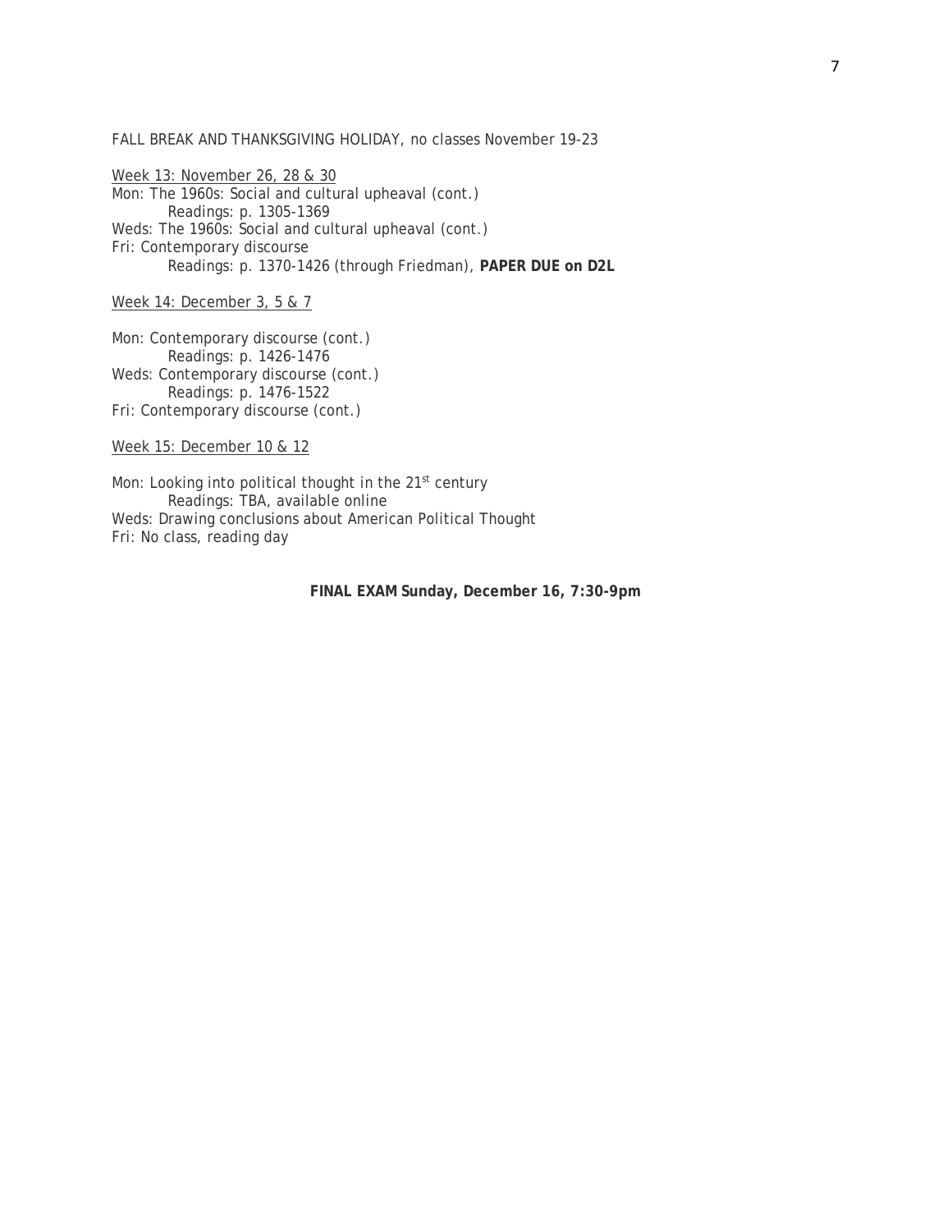FALL BREAK AND THANKSGIVING HOLIDAY, no classes November 19-23

Week 13: November 26, 28 & 30

Mon: The 1960s: Social and cultural upheaval (cont.)
    Readings: p. 1305-1369
Weds: The 1960s: Social and cultural upheaval (cont.)
Fri: Contemporary discourse
    Readings: p. 1370-1426 (through Friedman), **PAPER DUE on D2L**

Week 14: December 3, 5 & 7

Mon: Contemporary discourse (cont.)
    Readings: p. 1426-1476
Weds: Contemporary discourse (cont.)
    Readings: p. 1476-1522
Fri: Contemporary discourse (cont.)

Week 15: December 10 & 12

Mon: Looking into political thought in the 21st century
    Readings: TBA, available online
Weds: Drawing conclusions about American Political Thought
Fri: No class, reading day

**FINAL EXAM Sunday, December 16, 7:30-9pm**